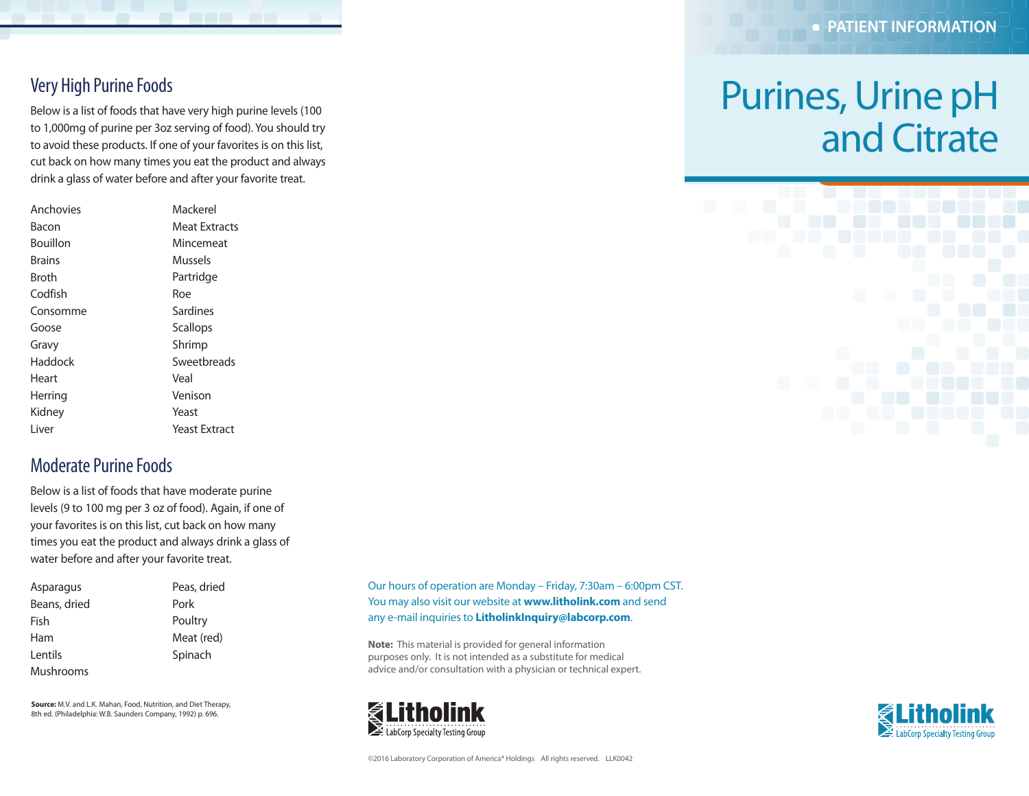## Very High Purine Foods

Below is a list of foods that have very high purine levels (100 to 1,000mg of purine per 3oz serving of food). You should try to avoid these products. If one of your favorites is on this list, cut back on how many times you eat the product and always drink a glass of water before and after your favorite treat.

| | |
|---|---|
| Anchovies | Mackerel |
| Bacon | Meat Extracts |
| Bouillon | Mincemeat |
| Brains | Mussels |
| Broth | Partridge |
| Codfish | Roe |
| Consomme | Sardines |
| Goose | Scallops |
| Gravy | Shrimp |
| Haddock | Sweetbreads |
| Heart | Veal |
| Herring | Venison |
| Kidney | Yeast |
| Liver | Yeast Extract |

## Moderate Purine Foods

Below is a list of foods that have moderate purine levels (9 to 100 mg per 3 oz of food). Again, if one of your favorites is on this list, cut back on how many times you eat the product and always drink a glass of water before and after your favorite treat.

| | |
|---|---|
| Asparagus | Peas, dried |
| Beans, dried | Pork |
| Fish | Poultry |
| Ham | Meat (red) |
| Lentils | Spinach |
| Mushrooms | |

**Source:** M.V. and L.K. Mahan, Food, Nutrition, and Diet Therapy, 8th ed. (Philadelphia: W.B. Saunders Company, 1992) p. 696.

Our hours of operation are Monday – Friday, 7:30am – 6:00pm CST. You may also visit our website at **www.litholink.com** and send any e-mail inquiries to **LitholinkInquiry@labcorp.com**.

**Note:** This material is provided for general information purposes only. It is not intended as a substitute for medical advice and/or consultation with a physician or technical expert.

Litholink
LabCorp Specialty Testing Group

©2016 Laboratory Corporation of America® Holdings All rights reserved. LLK0042

PATIENT INFORMATION

# Purines, Urine pH and Citrate

Litholink
LabCorp Specialty Testing Group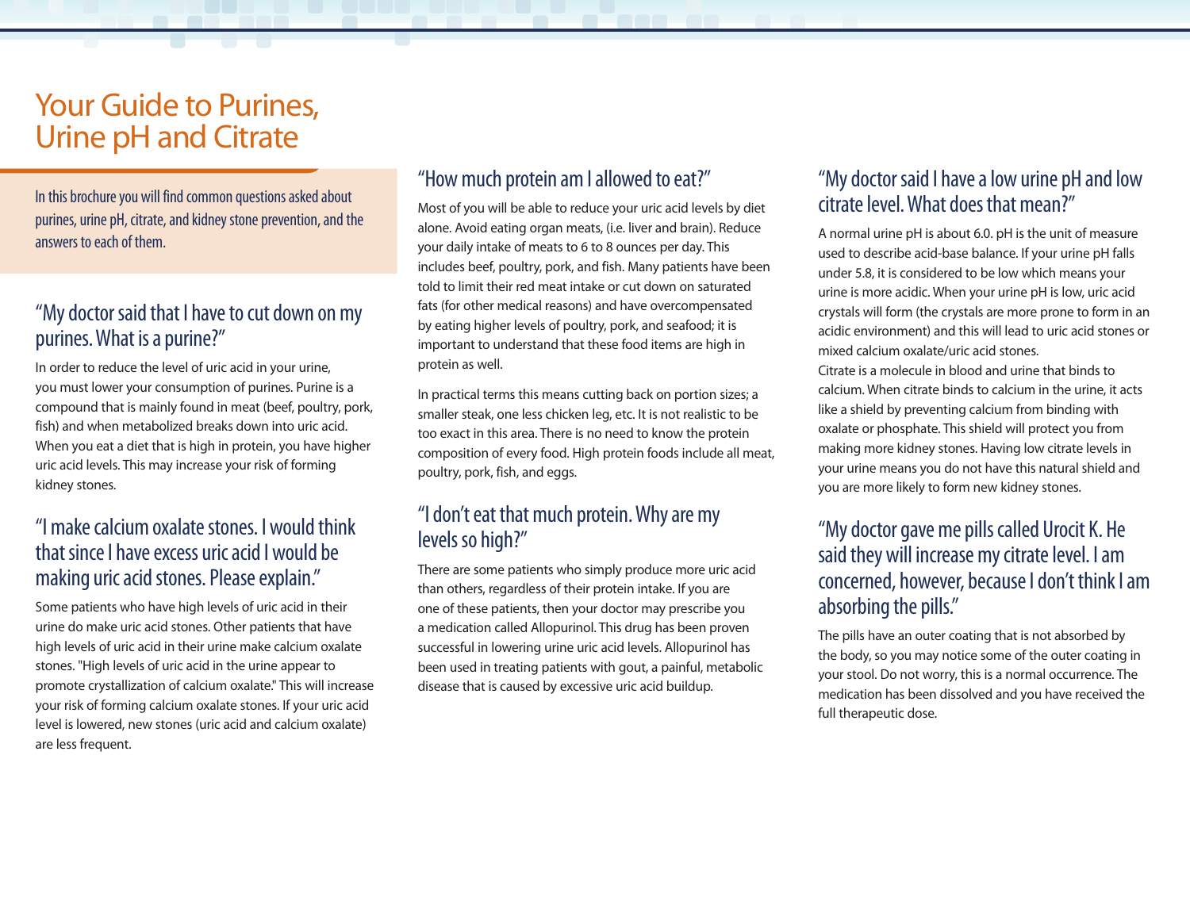# Your Guide to Purines, Urine pH and Citrate

In this brochure you will find common questions asked about purines, urine pH, citrate, and kidney stone prevention, and the answers to each of them.

## "My doctor said that I have to cut down on my purines. What is a purine?"

In order to reduce the level of uric acid in your urine, you must lower your consumption of purines. Purine is a compound that is mainly found in meat (beef, poultry, pork, fish) and when metabolized breaks down into uric acid. When you eat a diet that is high in protein, you have higher uric acid levels. This may increase your risk of forming kidney stones.

## "I make calcium oxalate stones. I would think that since I have excess uric acid I would be making uric acid stones. Please explain."

Some patients who have high levels of uric acid in their urine do make uric acid stones. Other patients that have high levels of uric acid in their urine make calcium oxalate stones. "High levels of uric acid in the urine appear to promote crystallization of calcium oxalate." This will increase your risk of forming calcium oxalate stones. If your uric acid level is lowered, new stones (uric acid and calcium oxalate) are less frequent.

## "How much protein am I allowed to eat?"

Most of you will be able to reduce your uric acid levels by diet alone. Avoid eating organ meats, (i.e. liver and brain). Reduce your daily intake of meats to 6 to 8 ounces per day. This includes beef, poultry, pork, and fish. Many patients have been told to limit their red meat intake or cut down on saturated fats (for other medical reasons) and have overcompensated by eating higher levels of poultry, pork, and seafood; it is important to understand that these food items are high in protein as well.

In practical terms this means cutting back on portion sizes; a smaller steak, one less chicken leg, etc. It is not realistic to be too exact in this area. There is no need to know the protein composition of every food. High protein foods include all meat, poultry, pork, fish, and eggs.

## "I don't eat that much protein. Why are my levels so high?"

There are some patients who simply produce more uric acid than others, regardless of their protein intake. If you are one of these patients, then your doctor may prescribe you a medication called Allopurinol. This drug has been proven successful in lowering urine uric acid levels. Allopurinol has been used in treating patients with gout, a painful, metabolic disease that is caused by excessive uric acid buildup.

## "My doctor said I have a low urine pH and low citrate level. What does that mean?"

A normal urine pH is about 6.0. pH is the unit of measure used to describe acid-base balance. If your urine pH falls under 5.8, it is considered to be low which means your urine is more acidic. When your urine pH is low, uric acid crystals will form (the crystals are more prone to form in an acidic environment) and this will lead to uric acid stones or mixed calcium oxalate/uric acid stones.

Citrate is a molecule in blood and urine that binds to calcium. When citrate binds to calcium in the urine, it acts like a shield by preventing calcium from binding with oxalate or phosphate. This shield will protect you from making more kidney stones. Having low citrate levels in your urine means you do not have this natural shield and you are more likely to form new kidney stones.

## "My doctor gave me pills called Urocit K. He said they will increase my citrate level. I am concerned, however, because I don't think I am absorbing the pills."

The pills have an outer coating that is not absorbed by the body, so you may notice some of the outer coating in your stool. Do not worry, this is a normal occurrence. The medication has been dissolved and you have received the full therapeutic dose.